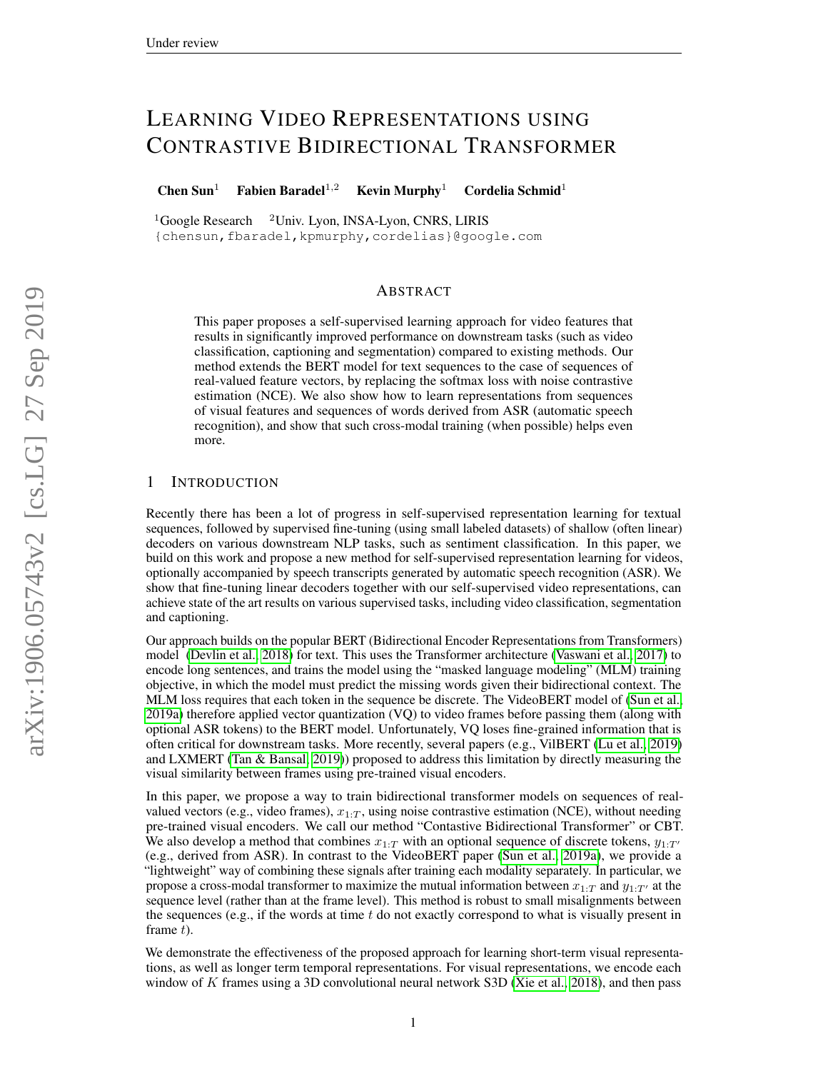# LEARNING VIDEO REPRESENTATIONS USING CONTRASTIVE BIDIRECTIONAL TRANSFORMER

**Chen Sun**[1] **Fabien Baradel**[1,2] **Kevin Murphy**[1] **Cordelia Schmid**[1]

[1]Google Research [2]Univ. Lyon, INSA-Lyon, CNRS, LIRIS
{chensun,fbaradel,kpmurphy,cordelias}@google.com

## ABSTRACT

This paper proposes a self-supervised learning approach for video features that results in significantly improved performance on downstream tasks (such as video classification, captioning and segmentation) compared to existing methods. Our method extends the BERT model for text sequences to the case of sequences of real-valued feature vectors, by replacing the softmax loss with noise contrastive estimation (NCE). We also show how to learn representations from sequences of visual features and sequences of words derived from ASR (automatic speech recognition), and show that such cross-modal training (when possible) helps even more.

## 1 INTRODUCTION

Recently there has been a lot of progress in self-supervised representation learning for textual sequences, followed by supervised fine-tuning (using small labeled datasets) of shallow (often linear) decoders on various downstream NLP tasks, such as sentiment classification. In this paper, we build on this work and propose a new method for self-supervised representation learning for videos, optionally accompanied by speech transcripts generated by automatic speech recognition (ASR). We show that fine-tuning linear decoders together with our self-supervised video representations, can achieve state of the art results on various supervised tasks, including video classification, segmentation and captioning.

Our approach builds on the popular BERT (Bidirectional Encoder Representations from Transformers) model (Devlin et al., 2018) for text. This uses the Transformer architecture (Vaswani et al., 2017) to encode long sentences, and trains the model using the "masked language modeling" (MLM) training objective, in which the model must predict the missing words given their bidirectional context. The MLM loss requires that each token in the sequence be discrete. The VideoBERT model of (Sun et al., 2019a) therefore applied vector quantization (VQ) to video frames before passing them (along with optional ASR tokens) to the BERT model. Unfortunately, VQ loses fine-grained information that is often critical for downstream tasks. More recently, several papers (e.g., VilBERT (Lu et al., 2019) and LXMERT (Tan & Bansal, 2019)) proposed to address this limitation by directly measuring the visual similarity between frames using pre-trained visual encoders.

In this paper, we propose a way to train bidirectional transformer models on sequences of real-valued vectors (e.g., video frames), $x_{1:T}$, using noise contrastive estimation (NCE), without needing pre-trained visual encoders. We call our method "Contastive Bidirectional Transformer" or CBT. We also develop a method that combines $x_{1:T}$ with an optional sequence of discrete tokens, $y_{1:T'}$ (e.g., derived from ASR). In contrast to the VideoBERT paper (Sun et al., 2019a), we provide a "lightweight" way of combining these signals after training each modality separately. In particular, we propose a cross-modal transformer to maximize the mutual information between $x_{1:T}$ and $y_{1:T'}$ at the sequence level (rather than at the frame level). This method is robust to small misalignments between the sequences (e.g., if the words at time $t$ do not exactly correspond to what is visually present in frame $t$).

We demonstrate the effectiveness of the proposed approach for learning short-term visual representations, as well as longer term temporal representations. For visual representations, we encode each window of $K$ frames using a 3D convolutional neural network S3D (Xie et al., 2018), and then pass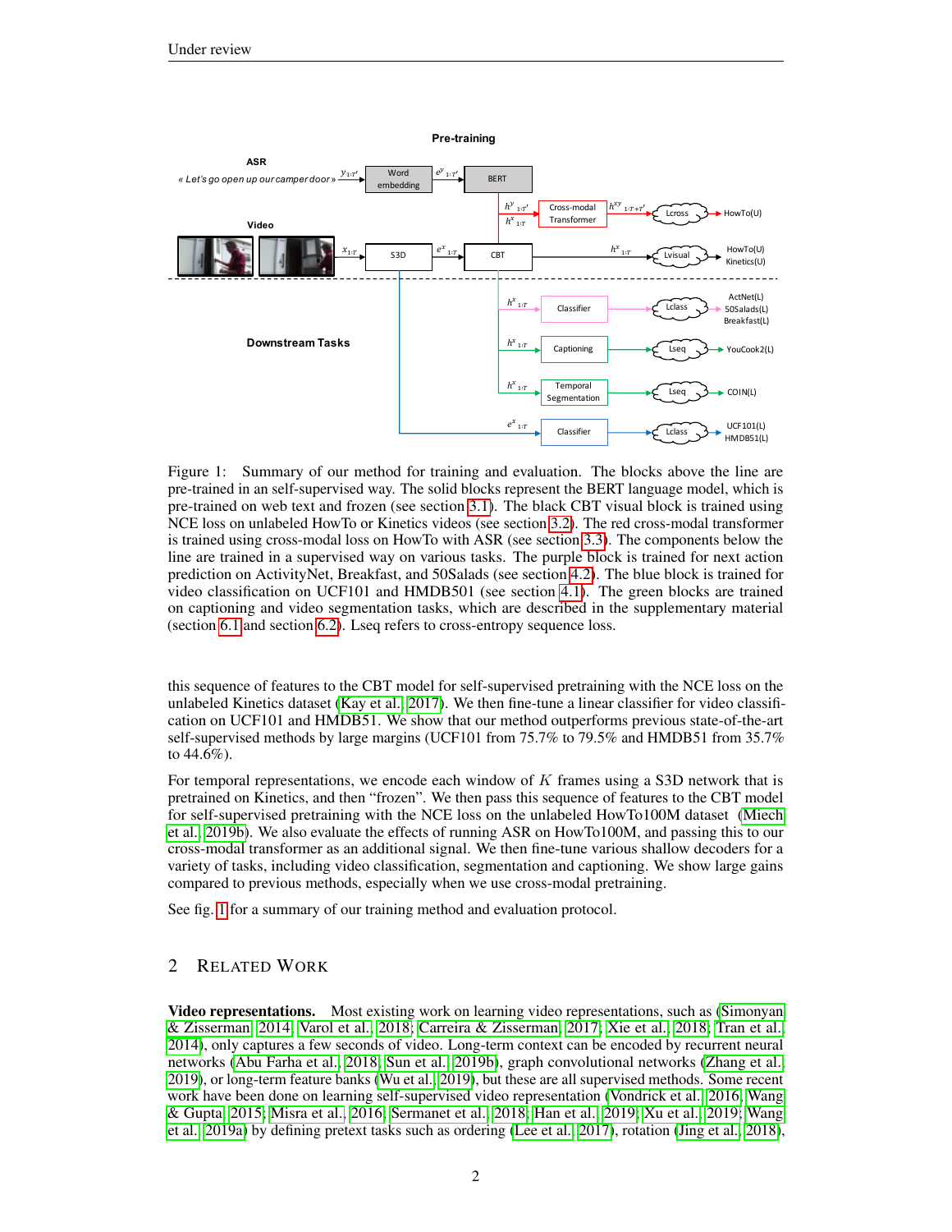Figure 1: Summary of our method for training and evaluation. The blocks above the line are pre-trained in an self-supervised way. The solid blocks represent the BERT language model, which is pre-trained on web text and frozen (see section 3.1). The black CBT visual block is trained using NCE loss on unlabeled HowTo or Kinetics videos (see section 3.2). The red cross-modal transformer is trained using cross-modal loss on HowTo with ASR (see section 3.3). The components below the line are trained in a supervised way on various tasks. The purple block is trained for next action prediction on ActivityNet, Breakfast, and 50Salads (see section 4.2). The blue block is trained for video classification on UCF101 and HMDB501 (see section 4.1). The green blocks are trained on captioning and video segmentation tasks, which are described in the supplementary material (section 6.1 and section 6.2). Lseq refers to cross-entropy sequence loss.

this sequence of features to the CBT model for self-supervised pretraining with the NCE loss on the unlabeled Kinetics dataset (Kay et al., 2017). We then fine-tune a linear classifier for video classification on UCF101 and HMDB51. We show that our method outperforms previous state-of-the-art self-supervised methods by large margins (UCF101 from 75.7% to 79.5% and HMDB51 from 35.7% to 44.6%).

For temporal representations, we encode each window of $K$ frames using a S3D network that is pretrained on Kinetics, and then "frozen". We then pass this sequence of features to the CBT model for self-supervised pretraining with the NCE loss on the unlabeled HowTo100M dataset (Miech et al., 2019b). We also evaluate the effects of running ASR on HowTo100M, and passing this to our cross-modal transformer as an additional signal. We then fine-tune various shallow decoders for a variety of tasks, including video classification, segmentation and captioning. We show large gains compared to previous methods, especially when we use cross-modal pretraining.

See fig. 1 for a summary of our training method and evaluation protocol.

## 2 Related Work

**Video representations.** Most existing work on learning video representations, such as (Simonyan & Zisserman, 2014; Varol et al., 2018; Carreira & Zisserman, 2017; Xie et al., 2018; Tran et al., 2014), only captures a few seconds of video. Long-term context can be encoded by recurrent neural networks (Abu Farha et al., 2018; Sun et al., 2019b), graph convolutional networks (Zhang et al., 2019), or long-term feature banks (Wu et al., 2019), but these are all supervised methods. Some recent work have been done on learning self-supervised video representation (Vondrick et al., 2016; Wang & Gupta, 2015; Misra et al., 2016; Sermanet et al., 2018; Han et al., 2019; Xu et al., 2019; Wang et al., 2019a) by defining pretext tasks such as ordering (Lee et al., 2017), rotation (Jing et al., 2018),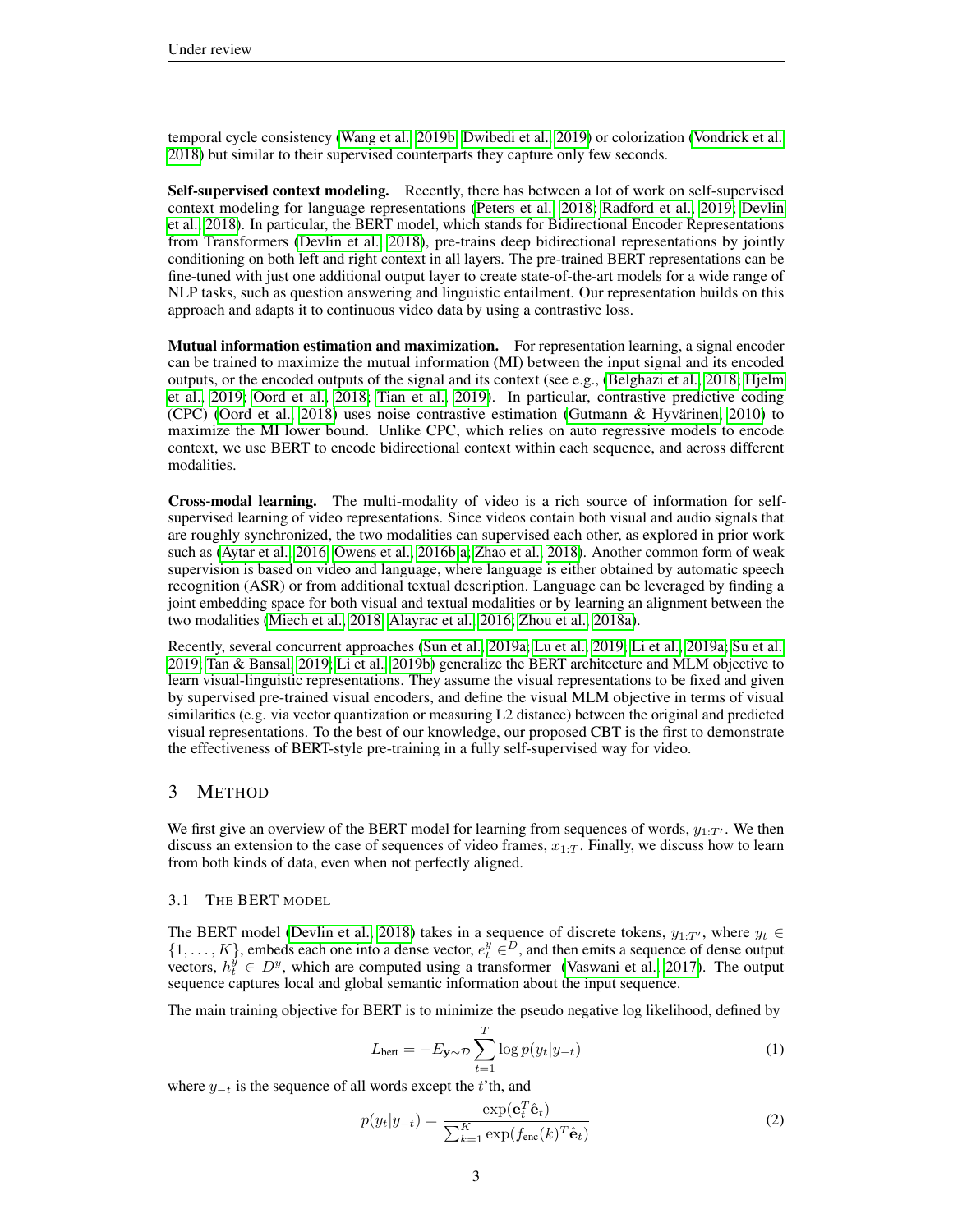temporal cycle consistency (Wang et al., 2019b; Dwibedi et al., 2019) or colorization (Vondrick et al., 2018) but similar to their supervised counterparts they capture only few seconds.

**Self-supervised context modeling.** Recently, there has between a lot of work on self-supervised context modeling for language representations (Peters et al., 2018; Radford et al., 2019; Devlin et al., 2018). In particular, the BERT model, which stands for Bidirectional Encoder Representations from Transformers (Devlin et al., 2018), pre-trains deep bidirectional representations by jointly conditioning on both left and right context in all layers. The pre-trained BERT representations can be fine-tuned with just one additional output layer to create state-of-the-art models for a wide range of NLP tasks, such as question answering and linguistic entailment. Our representation builds on this approach and adapts it to continuous video data by using a contrastive loss.

**Mutual information estimation and maximization.** For representation learning, a signal encoder can be trained to maximize the mutual information (MI) between the input signal and its encoded outputs, or the encoded outputs of the signal and its context (see e.g., (Belghazi et al., 2018; Hjelm et al., 2019; Oord et al., 2018; Tian et al., 2019). In particular, contrastive predictive coding (CPC) (Oord et al., 2018) uses noise contrastive estimation (Gutmann & Hyvärinen, 2010) to maximize the MI lower bound. Unlike CPC, which relies on auto regressive models to encode context, we use BERT to encode bidirectional context within each sequence, and across different modalities.

**Cross-modal learning.** The multi-modality of video is a rich source of information for self-supervised learning of video representations. Since videos contain both visual and audio signals that are roughly synchronized, the two modalities can supervised each other, as explored in prior work such as (Aytar et al., 2016; Owens et al., 2016b;a; Zhao et al., 2018). Another common form of weak supervision is based on video and language, where language is either obtained by automatic speech recognition (ASR) or from additional textual description. Language can be leveraged by finding a joint embedding space for both visual and textual modalities or by learning an alignment between the two modalities (Miech et al., 2018; Alayrac et al., 2016; Zhou et al., 2018a).

Recently, several concurrent approaches (Sun et al., 2019a; Lu et al., 2019; Li et al., 2019a; Su et al., 2019; Tan & Bansal, 2019; Li et al., 2019b) generalize the BERT architecture and MLM objective to learn visual-linguistic representations. They assume the visual representations to be fixed and given by supervised pre-trained visual encoders, and define the visual MLM objective in terms of visual similarities (e.g. via vector quantization or measuring L2 distance) between the original and predicted visual representations. To the best of our knowledge, our proposed CBT is the first to demonstrate the effectiveness of BERT-style pre-training in a fully self-supervised way for video.

## 3 Method

We first give an overview of the BERT model for learning from sequences of words, $y_{1:T'}$. We then discuss an extension to the case of sequences of video frames, $x_{1:T}$. Finally, we discuss how to learn from both kinds of data, even when not perfectly aligned.

### 3.1 The BERT model

The BERT model (Devlin et al., 2018) takes in a sequence of discrete tokens, $y_{1:T'}$, where $y_t \in \{1, \ldots, K\}$, embeds each one into a dense vector, $e_t^y \in^D$, and then emits a sequence of dense output vectors, $h_t^y \in D^y$, which are computed using a transformer (Vaswani et al., 2017). The output sequence captures local and global semantic information about the input sequence.

The main training objective for BERT is to minimize the pseudo negative log likelihood, defined by

$$L_{\text{bert}} = -E_{\mathbf{y} \sim \mathcal{D}} \sum_{t=1}^{T} \log p(y_t | y_{-t}) \tag{1}$$

where $y_{-t}$ is the sequence of all words except the $t$'th, and

$$p(y_t | y_{-t}) = \frac{\exp(\mathbf{e}_t^T \hat{\mathbf{e}}_t)}{\sum_{k=1}^{K} \exp(f_{\text{enc}}(k)^T \hat{\mathbf{e}}_t)} \tag{2}$$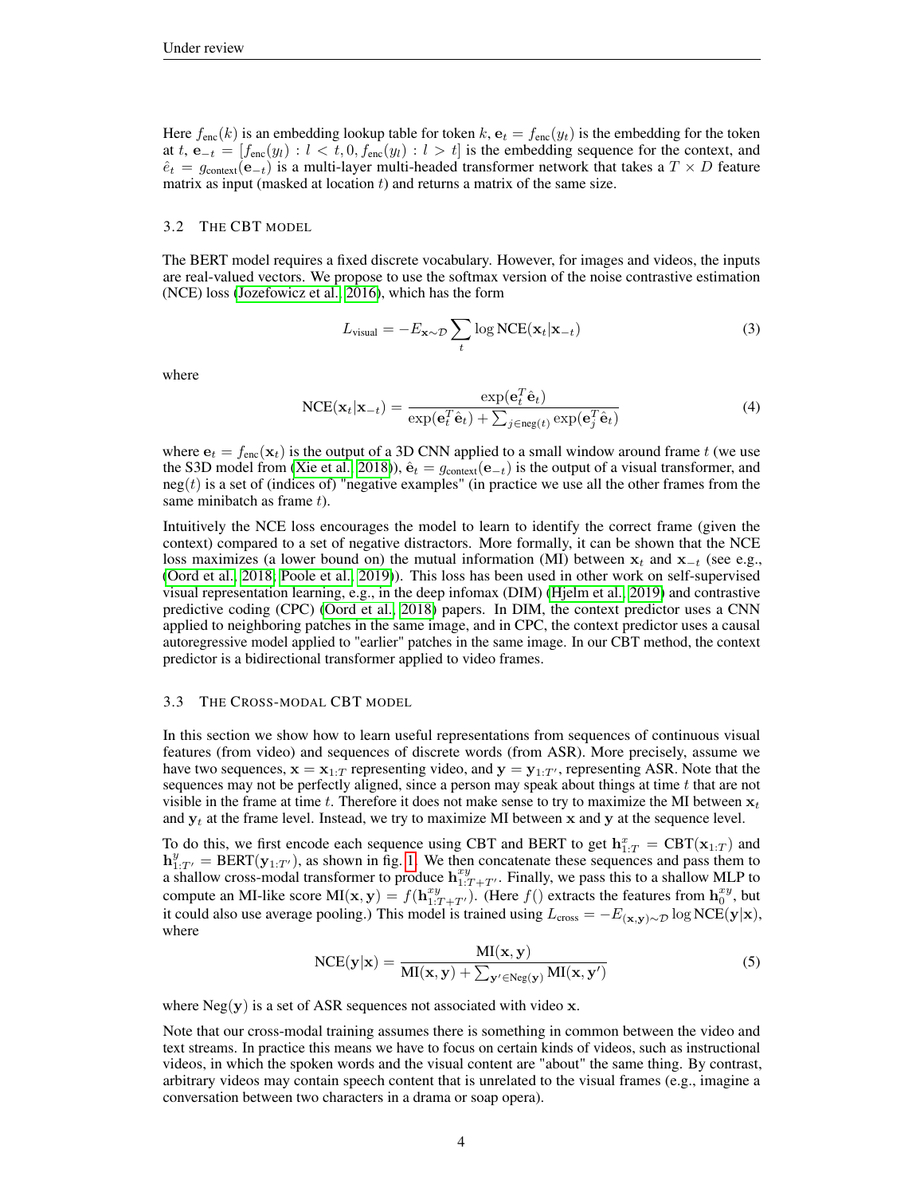Here $f_{\text{enc}}(k)$ is an embedding lookup table for token $k$, $\mathbf{e}_t = f_{\text{enc}}(y_t)$ is the embedding for the token at $t$, $\mathbf{e}_{-t} = [f_{\text{enc}}(y_l) : l < t, 0, f_{\text{enc}}(y_l) : l > t]$ is the embedding sequence for the context, and $\hat{e}_t = g_{\text{context}}(\mathbf{e}_{-t})$ is a multi-layer multi-headed transformer network that takes a $T \times D$ feature matrix as input (masked at location $t$) and returns a matrix of the same size.

### 3.2 The CBT model

The BERT model requires a fixed discrete vocabulary. However, for images and videos, the inputs are real-valued vectors. We propose to use the softmax version of the noise contrastive estimation (NCE) loss (Jozefowicz et al., 2016), which has the form

$$L_{\text{visual}} = -E_{\mathbf{x} \sim \mathcal{D}} \sum_t \log \text{NCE}(\mathbf{x}_t | \mathbf{x}_{-t}) \tag{3}$$

where

$$\text{NCE}(\mathbf{x}_t | \mathbf{x}_{-t}) = \frac{\exp(\mathbf{e}_t^T \hat{\mathbf{e}}_t)}{\exp(\mathbf{e}_t^T \hat{\mathbf{e}}_t) + \sum_{j \in \text{neg}(t)} \exp(\mathbf{e}_j^T \hat{\mathbf{e}}_t)} \tag{4}$$

where $\mathbf{e}_t = f_{\text{enc}}(\mathbf{x}_t)$ is the output of a 3D CNN applied to a small window around frame $t$ (we use the S3D model from (Xie et al., 2018)), $\hat{\mathbf{e}}_t = g_{\text{context}}(\mathbf{e}_{-t})$ is the output of a visual transformer, and $\text{neg}(t)$ is a set of (indices of) "negative examples" (in practice we use all the other frames from the same minibatch as frame $t$).

Intuitively the NCE loss encourages the model to learn to identify the correct frame (given the context) compared to a set of negative distractors. More formally, it can be shown that the NCE loss maximizes (a lower bound on) the mutual information (MI) between $\mathbf{x}_t$ and $\mathbf{x}_{-t}$ (see e.g., (Oord et al., 2018; Poole et al., 2019)). This loss has been used in other work on self-supervised visual representation learning, e.g., in the deep infomax (DIM) (Hjelm et al., 2019) and contrastive predictive coding (CPC) (Oord et al., 2018) papers. In DIM, the context predictor uses a CNN applied to neighboring patches in the same image, and in CPC, the context predictor uses a causal autoregressive model applied to "earlier" patches in the same image. In our CBT method, the context predictor is a bidirectional transformer applied to video frames.

### 3.3 The Cross-modal CBT model

In this section we show how to learn useful representations from sequences of continuous visual features (from video) and sequences of discrete words (from ASR). More precisely, assume we have two sequences, $\mathbf{x} = \mathbf{x}_{1:T}$ representing video, and $\mathbf{y} = \mathbf{y}_{1:T'}$, representing ASR. Note that the sequences may not be perfectly aligned, since a person may speak about things at time $t$ that are not visible in the frame at time $t$. Therefore it does not make sense to try to maximize the MI between $\mathbf{x}_t$ and $\mathbf{y}_t$ at the frame level. Instead, we try to maximize MI between $\mathbf{x}$ and $\mathbf{y}$ at the sequence level.

To do this, we first encode each sequence using CBT and BERT to get $\mathbf{h}^x_{1:T} = \text{CBT}(\mathbf{x}_{1:T})$ and $\mathbf{h}^y_{1:T'} = \text{BERT}(\mathbf{y}_{1:T'})$, as shown in fig. 1. We then concatenate these sequences and pass them to a shallow cross-modal transformer to produce $\mathbf{h}^{xy}_{1:T+T'}$. Finally, we pass this to a shallow MLP to compute an MI-like score $\text{MI}(\mathbf{x}, \mathbf{y}) = f(\mathbf{h}^{xy}_{1:T+T'})$. (Here $f()$ extracts the features from $\mathbf{h}^{xy}_0$, but it could also use average pooling.) This model is trained using $L_{\text{cross}} = -E_{(\mathbf{x},\mathbf{y}) \sim \mathcal{D}} \log \text{NCE}(\mathbf{y}|\mathbf{x})$, where

$$\text{NCE}(\mathbf{y}|\mathbf{x}) = \frac{\text{MI}(\mathbf{x}, \mathbf{y})}{\text{MI}(\mathbf{x}, \mathbf{y}) + \sum_{\mathbf{y}' \in \text{Neg}(\mathbf{y})} \text{MI}(\mathbf{x}, \mathbf{y}')} \tag{5}$$

where $\text{Neg}(\mathbf{y})$ is a set of ASR sequences not associated with video $\mathbf{x}$.

Note that our cross-modal training assumes there is something in common between the video and text streams. In practice this means we have to focus on certain kinds of videos, such as instructional videos, in which the spoken words and the visual content are "about" the same thing. By contrast, arbitrary videos may contain speech content that is unrelated to the visual frames (e.g., imagine a conversation between two characters in a drama or soap opera).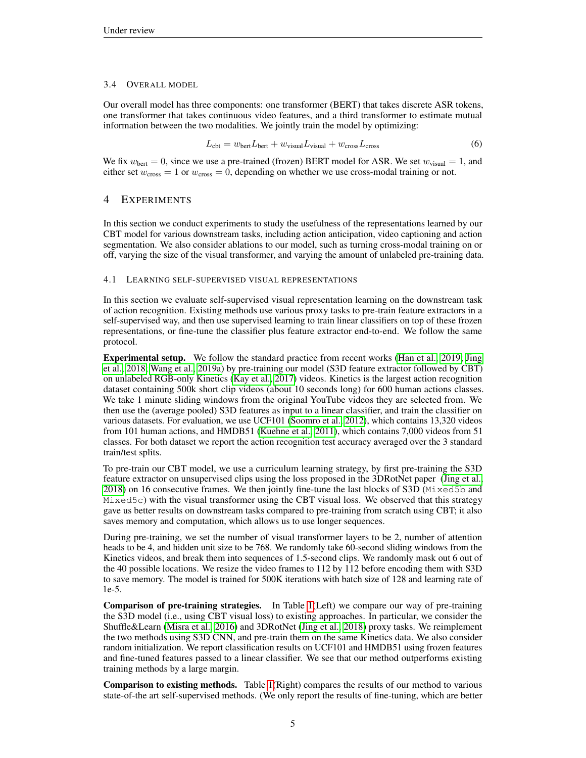### 3.4 Overall model

Our overall model has three components: one transformer (BERT) that takes discrete ASR tokens, one transformer that takes continuous video features, and a third transformer to estimate mutual information between the two modalities. We jointly train the model by optimizing:

$$L_{\text{cbt}} = w_{\text{bert}} L_{\text{bert}} + w_{\text{visual}} L_{\text{visual}} + w_{\text{cross}} L_{\text{cross}} \tag{6}$$

We fix $w_{\text{bert}} = 0$, since we use a pre-trained (frozen) BERT model for ASR. We set $w_{\text{visual}} = 1$, and either set $w_{\text{cross}} = 1$ or $w_{\text{cross}} = 0$, depending on whether we use cross-modal training or not.

## 4 Experiments

In this section we conduct experiments to study the usefulness of the representations learned by our CBT model for various downstream tasks, including action anticipation, video captioning and action segmentation. We also consider ablations to our model, such as turning cross-modal training on or off, varying the size of the visual transformer, and varying the amount of unlabeled pre-training data.

### 4.1 Learning self-supervised visual representations

In this section we evaluate self-supervised visual representation learning on the downstream task of action recognition. Existing methods use various proxy tasks to pre-train feature extractors in a self-supervised way, and then use supervised learning to train linear classifiers on top of these frozen representations, or fine-tune the classifier plus feature extractor end-to-end. We follow the same protocol.

**Experimental setup.** We follow the standard practice from recent works (Han et al., 2019; Jing et al., 2018; Wang et al., 2019a) by pre-training our model (S3D feature extractor followed by CBT) on unlabeled RGB-only Kinetics (Kay et al., 2017) videos. Kinetics is the largest action recognition dataset containing 500k short clip videos (about 10 seconds long) for 600 human actions classes. We take 1 minute sliding windows from the original YouTube videos they are selected from. We then use the (average pooled) S3D features as input to a linear classifier, and train the classifier on various datasets. For evaluation, we use UCF101 (Soomro et al., 2012), which contains 13,320 videos from 101 human actions, and HMDB51 (Kuehne et al., 2011), which contains 7,000 videos from 51 classes. For both dataset we report the action recognition test accuracy averaged over the 3 standard train/test splits.

To pre-train our CBT model, we use a curriculum learning strategy, by first pre-training the S3D feature extractor on unsupervised clips using the loss proposed in the 3DRotNet paper (Jing et al., 2018) on 16 consecutive frames. We then jointly fine-tune the last blocks of S3D (`Mixed5b` and `Mixed5c`) with the visual transformer using the CBT visual loss. We observed that this strategy gave us better results on downstream tasks compared to pre-training from scratch using CBT; it also saves memory and computation, which allows us to use longer sequences.

During pre-training, we set the number of visual transformer layers to be 2, number of attention heads to be 4, and hidden unit size to be 768. We randomly take 60-second sliding windows from the Kinetics videos, and break them into sequences of 1.5-second clips. We randomly mask out 6 out of the 40 possible locations. We resize the video frames to 112 by 112 before encoding them with S3D to save memory. The model is trained for 500K iterations with batch size of 128 and learning rate of 1e-5.

**Comparison of pre-training strategies.** In Table 1(Left) we compare our way of pre-training the S3D model (i.e., using CBT visual loss) to existing approaches. In particular, we consider the Shuffle&Learn (Misra et al., 2016) and 3DRotNet (Jing et al., 2018) proxy tasks. We reimplement the two methods using S3D CNN, and pre-train them on the same Kinetics data. We also consider random initialization. We report classification results on UCF101 and HMDB51 using frozen features and fine-tuned features passed to a linear classifier. We see that our method outperforms existing training methods by a large margin.

**Comparison to existing methods.** Table 1(Right) compares the results of our method to various state-of-the art self-supervised methods. (We only report the results of fine-tuning, which are better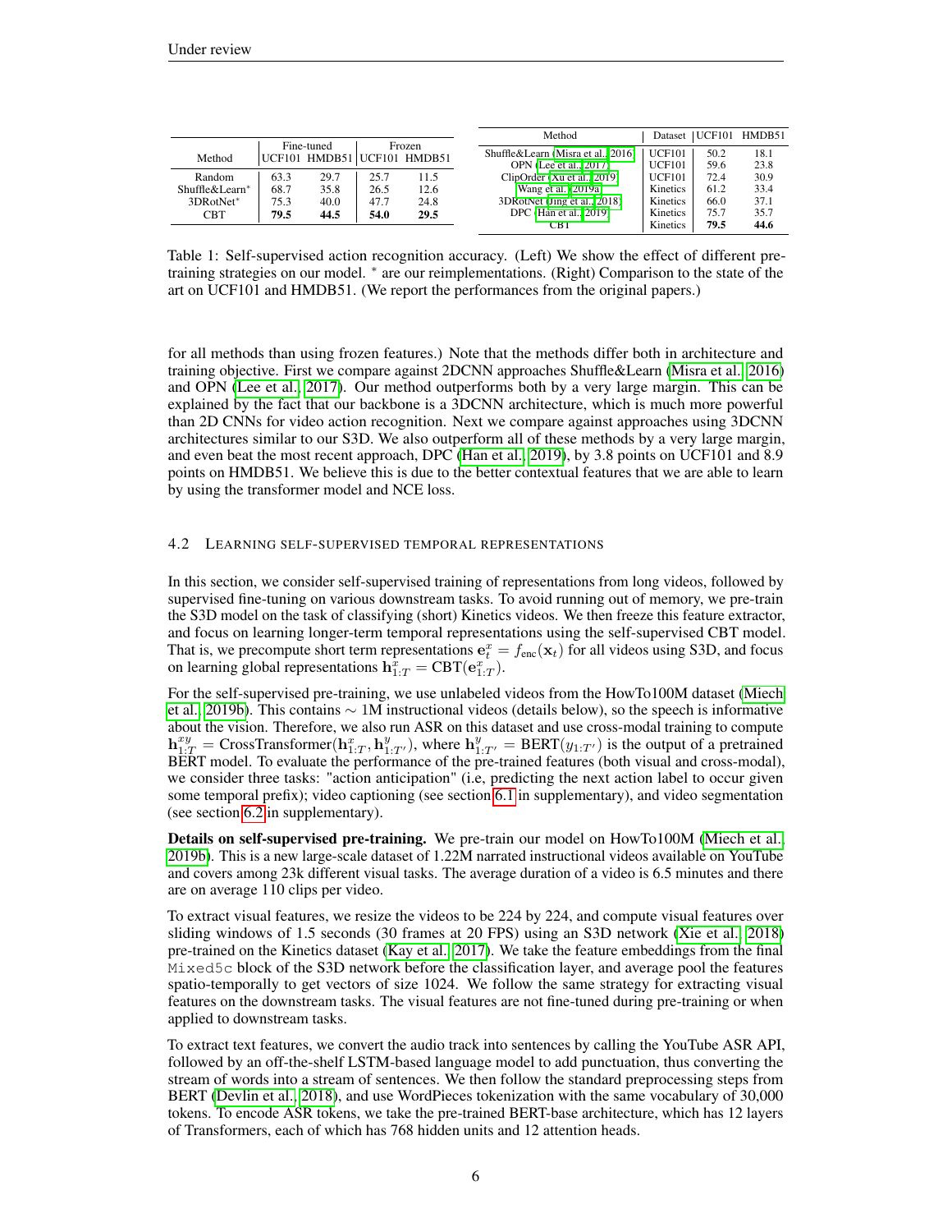| Method | Fine-tuned | | Frozen | |
|---|---|---|---|---|
| | UCF101 | HMDB51 | UCF101 | HMDB51 |
| Random | 63.3 | 29.7 | 25.7 | 11.5 |
| Shuffle&Learn* | 68.7 | 35.8 | 26.5 | 12.6 |
| 3DRotNet* | 75.3 | 40.0 | 47.7 | 24.8 |
| CBT | **79.5** | **44.5** | **54.0** | **29.5** |

| Method | Dataset | UCF101 | HMDB51 |
|---|---|---|---|
| Shuffle&Learn (Misra et al., 2016) | UCF101 | 50.2 | 18.1 |
| OPN (Lee et al., 2017) | UCF101 | 59.6 | 23.8 |
| ClipOrder (Xu et al., 2019) | UCF101 | 72.4 | 30.9 |
| Wang et al. (2019a) | Kinetics | 61.2 | 33.4 |
| 3DRotNet (Jing et al., 2018) | Kinetics | 66.0 | 37.1 |
| DPC (Han et al., 2019) | Kinetics | 75.7 | 35.7 |
| CBT | Kinetics | **79.5** | **44.6** |

Table 1: Self-supervised action recognition accuracy. (Left) We show the effect of different pre-training strategies on our model. * are our reimplementations. (Right) Comparison to the state of the art on UCF101 and HMDB51. (We report the performances from the original papers.)

for all methods than using frozen features.) Note that the methods differ both in architecture and training objective. First we compare against 2DCNN approaches Shuffle&Learn (Misra et al., 2016) and OPN (Lee et al., 2017). Our method outperforms both by a very large margin. This can be explained by the fact that our backbone is a 3DCNN architecture, which is much more powerful than 2D CNNs for video action recognition. Next we compare against approaches using 3DCNN architectures similar to our S3D. We also outperform all of these methods by a very large margin, and even beat the most recent approach, DPC (Han et al., 2019), by 3.8 points on UCF101 and 8.9 points on HMDB51. We believe this is due to the better contextual features that we are able to learn by using the transformer model and NCE loss.

### 4.2 Learning self-supervised temporal representations

In this section, we consider self-supervised training of representations from long videos, followed by supervised fine-tuning on various downstream tasks. To avoid running out of memory, we pre-train the S3D model on the task of classifying (short) Kinetics videos. We then freeze this feature extractor, and focus on learning longer-term temporal representations using the self-supervised CBT model. That is, we precompute short term representations $\mathbf{e}_t^x = f_{\text{enc}}(\mathbf{x}_t)$ for all videos using S3D, and focus on learning global representations $\mathbf{h}_{1:T}^x = \text{CBT}(\mathbf{e}_{1:T}^x)$.

For the self-supervised pre-training, we use unlabeled videos from the HowTo100M dataset (Miech et al., 2019b). This contains $\sim$ 1M instructional videos (details below), so the speech is informative about the vision. Therefore, we also run ASR on this dataset and use cross-modal training to compute $\mathbf{h}_{1:T}^{xy} = \text{CrossTransformer}(\mathbf{h}_{1:T}^x, \mathbf{h}_{1:T'}^y)$, where $\mathbf{h}_{1:T'}^y = \text{BERT}(y_{1:T'})$ is the output of a pretrained BERT model. To evaluate the performance of the pre-trained features (both visual and cross-modal), we consider three tasks: "action anticipation" (i.e, predicting the next action label to occur given some temporal prefix); video captioning (see section 6.1 in supplementary), and video segmentation (see section 6.2 in supplementary).

**Details on self-supervised pre-training.** We pre-train our model on HowTo100M (Miech et al., 2019b). This is a new large-scale dataset of 1.22M narrated instructional videos available on YouTube and covers among 23k different visual tasks. The average duration of a video is 6.5 minutes and there are on average 110 clips per video.

To extract visual features, we resize the videos to be 224 by 224, and compute visual features over sliding windows of 1.5 seconds (30 frames at 20 FPS) using an S3D network (Xie et al., 2018) pre-trained on the Kinetics dataset (Kay et al., 2017). We take the feature embeddings from the final `Mixed5c` block of the S3D network before the classification layer, and average pool the features spatio-temporally to get vectors of size 1024. We follow the same strategy for extracting visual features on the downstream tasks. The visual features are not fine-tuned during pre-training or when applied to downstream tasks.

To extract text features, we convert the audio track into sentences by calling the YouTube ASR API, followed by an off-the-shelf LSTM-based language model to add punctuation, thus converting the stream of words into a stream of sentences. We then follow the standard preprocessing steps from BERT (Devlin et al., 2018), and use WordPieces tokenization with the same vocabulary of 30,000 tokens. To encode ASR tokens, we take the pre-trained BERT-base architecture, which has 12 layers of Transformers, each of which has 768 hidden units and 12 attention heads.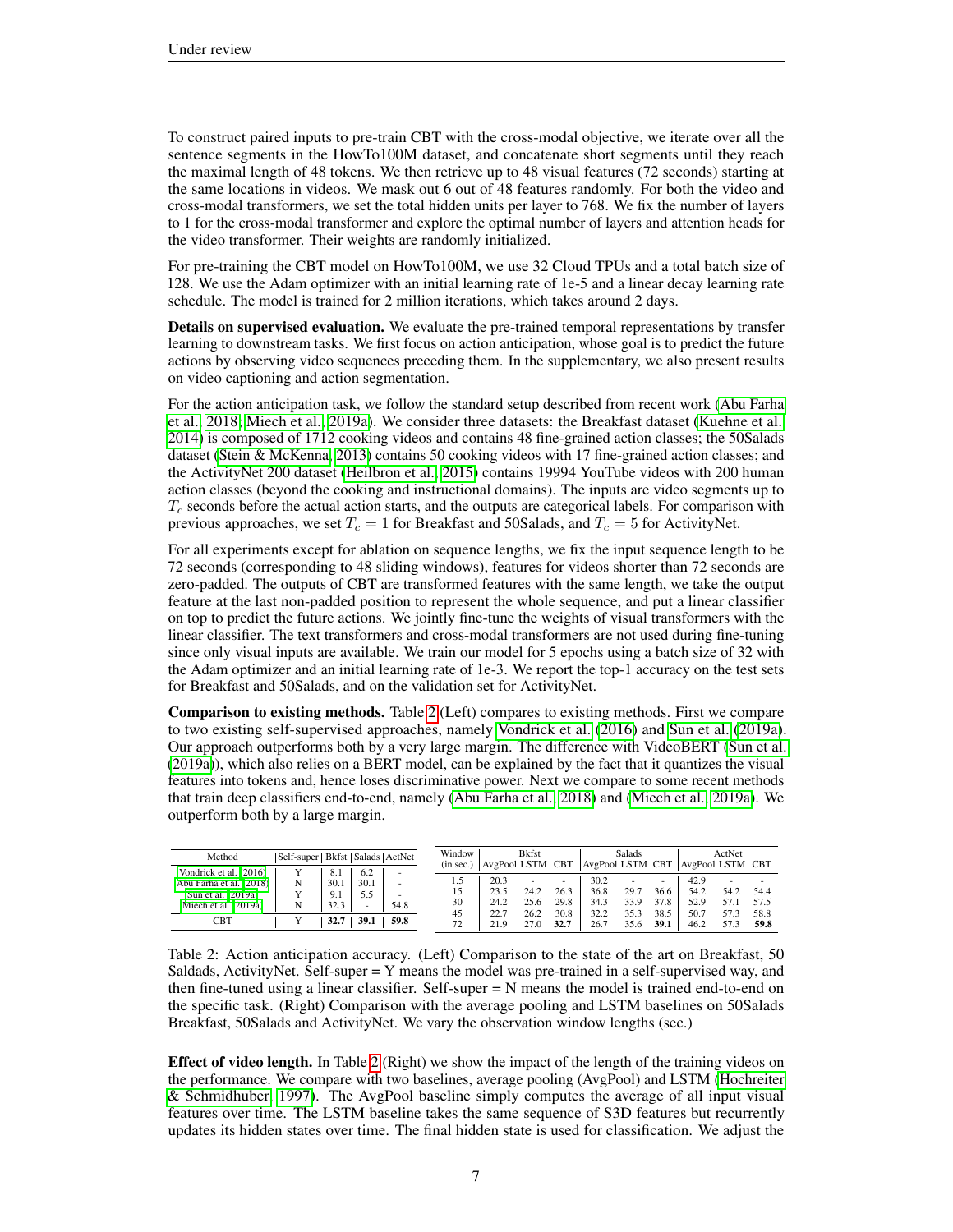To construct paired inputs to pre-train CBT with the cross-modal objective, we iterate over all the sentence segments in the HowTo100M dataset, and concatenate short segments until they reach the maximal length of 48 tokens. We then retrieve up to 48 visual features (72 seconds) starting at the same locations in videos. We mask out 6 out of 48 features randomly. For both the video and cross-modal transformers, we set the total hidden units per layer to 768. We fix the number of layers to 1 for the cross-modal transformer and explore the optimal number of layers and attention heads for the video transformer. Their weights are randomly initialized.

For pre-training the CBT model on HowTo100M, we use 32 Cloud TPUs and a total batch size of 128. We use the Adam optimizer with an initial learning rate of 1e-5 and a linear decay learning rate schedule. The model is trained for 2 million iterations, which takes around 2 days.

**Details on supervised evaluation.** We evaluate the pre-trained temporal representations by transfer learning to downstream tasks. We first focus on action anticipation, whose goal is to predict the future actions by observing video sequences preceding them. In the supplementary, we also present results on video captioning and action segmentation.

For the action anticipation task, we follow the standard setup described from recent work (Abu Farha et al., 2018; Miech et al., 2019a). We consider three datasets: the Breakfast dataset (Kuehne et al., 2014) is composed of 1712 cooking videos and contains 48 fine-grained action classes; the 50Salads dataset (Stein & McKenna, 2013) contains 50 cooking videos with 17 fine-grained action classes; and the ActivityNet 200 dataset (Heilbron et al., 2015) contains 19994 YouTube videos with 200 human action classes (beyond the cooking and instructional domains). The inputs are video segments up to $T_c$ seconds before the actual action starts, and the outputs are categorical labels. For comparison with previous approaches, we set $T_c = 1$ for Breakfast and 50Salads, and $T_c = 5$ for ActivityNet.

For all experiments except for ablation on sequence lengths, we fix the input sequence length to be 72 seconds (corresponding to 48 sliding windows), features for videos shorter than 72 seconds are zero-padded. The outputs of CBT are transformed features with the same length, we take the output feature at the last non-padded position to represent the whole sequence, and put a linear classifier on top to predict the future actions. We jointly fine-tune the weights of visual transformers with the linear classifier. The text transformers and cross-modal transformers are not used during fine-tuning since only visual inputs are available. We train our model for 5 epochs using a batch size of 32 with the Adam optimizer and an initial learning rate of 1e-3. We report the top-1 accuracy on the test sets for Breakfast and 50Salads, and on the validation set for ActivityNet.

**Comparison to existing methods.** Table 2 (Left) compares to existing methods. First we compare to two existing self-supervised approaches, namely Vondrick et al. (2016) and Sun et al. (2019a). Our approach outperforms both by a very large margin. The difference with VideoBERT (Sun et al. (2019a)), which also relies on a BERT model, can be explained by the fact that it quantizes the visual features into tokens and, hence loses discriminative power. Next we compare to some recent methods that train deep classifiers end-to-end, namely (Abu Farha et al., 2018) and (Miech et al., 2019a). We outperform both by a large margin.

| Method | Self-super | Bkfst | Salads | ActNet |
|---|---|---|---|---|
| Vondrick et al. 2016 | Y | 8.1 | 6.2 | - |
| Abu Farha et al. 2018 | N | 30.1 | 30.1 | - |
| Sun et al. 2019a | Y | 9.1 | 5.5 | - |
| Miech et al. 2019a | N | 32.3 | - | 54.8 |
| CBT | Y | **32.7** | **39.1** | **59.8** |

| Window (in sec.) | Bkfst AvgPool | Bkfst LSTM | Bkfst CBT | Salads AvgPool | Salads LSTM | Salads CBT | ActNet AvgPool | ActNet LSTM | ActNet CBT |
|---|---|---|---|---|---|---|---|---|---|
| 1.5 | 20.3 | - | - | 30.2 | - | - | 42.9 | - | - |
| 15 | 23.5 | 24.2 | 26.3 | 36.8 | 29.7 | 36.6 | 54.2 | 54.2 | 54.4 |
| 30 | 24.2 | 25.6 | 29.8 | 34.3 | 33.9 | 37.8 | 52.9 | 57.1 | 57.5 |
| 45 | 22.7 | 26.2 | 30.8 | 32.2 | 35.3 | 38.5 | 50.7 | 57.3 | 58.8 |
| 72 | 21.9 | 27.0 | **32.7** | 26.7 | 35.6 | **39.1** | 46.2 | 57.3 | **59.8** |

Table 2: Action anticipation accuracy. (Left) Comparison to the state of the art on Breakfast, 50 Saldads, ActivityNet. Self-super = Y means the model was pre-trained in a self-supervised way, and then fine-tuned using a linear classifier. Self-super = N means the model is trained end-to-end on the specific task. (Right) Comparison with the average pooling and LSTM baselines on 50Salads Breakfast, 50Salads and ActivityNet. We vary the observation window lengths (sec.)

**Effect of video length.** In Table 2 (Right) we show the impact of the length of the training videos on the performance. We compare with two baselines, average pooling (AvgPool) and LSTM (Hochreiter & Schmidhuber, 1997). The AvgPool baseline simply computes the average of all input visual features over time. The LSTM baseline takes the same sequence of S3D features but recurrently updates its hidden states over time. The final hidden state is used for classification. We adjust the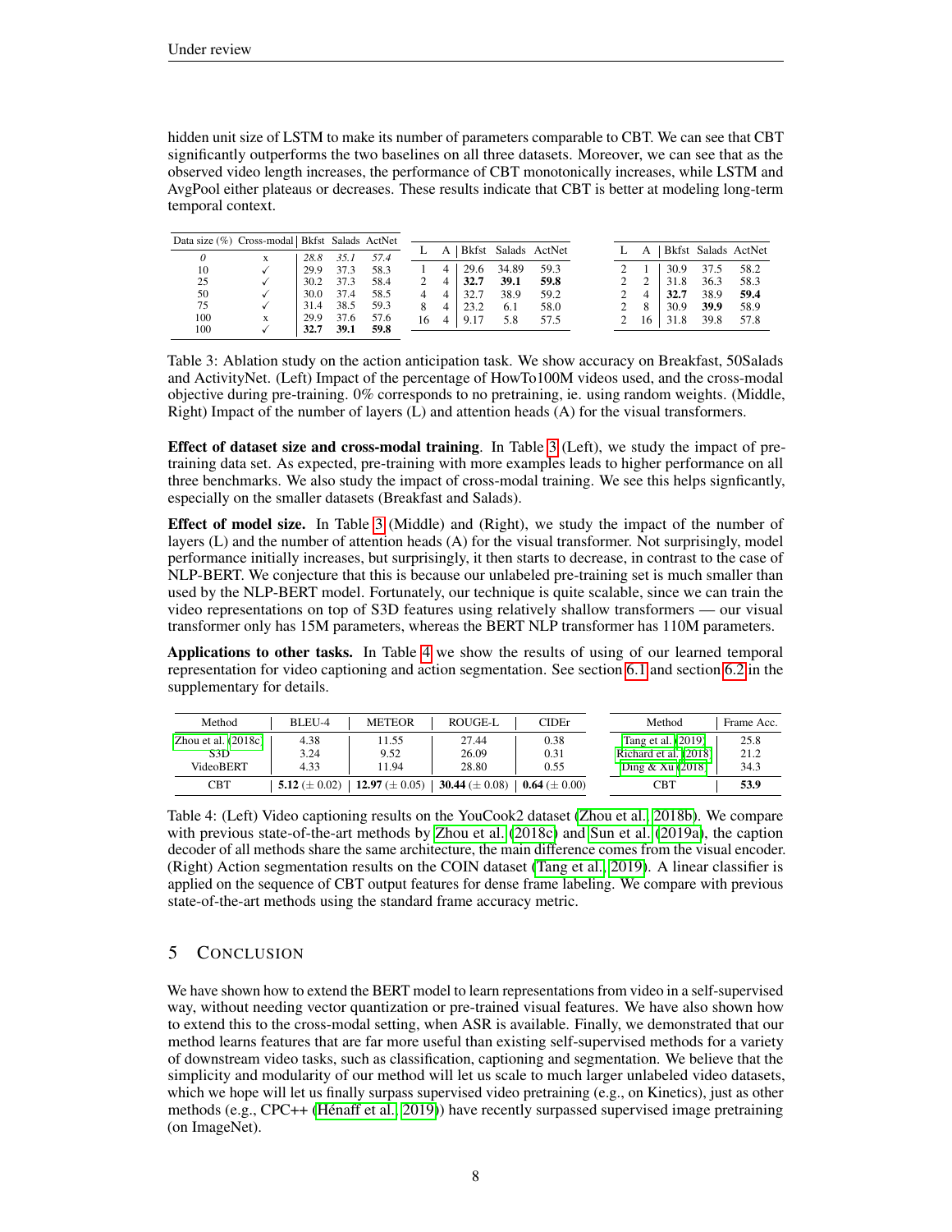hidden unit size of LSTM to make its number of parameters comparable to CBT. We can see that CBT significantly outperforms the two baselines on all three datasets. Moreover, we can see that as the observed video length increases, the performance of CBT monotonically increases, while LSTM and AvgPool either plateaus or decreases. These results indicate that CBT is better at modeling long-term temporal context.

| Data size (%) | Cross-modal | Bkfst | Salads | ActNet |
|---|---|---|---|---|
| *0* | x | *28.8* | *35.1* | *57.4* |
| 10 | ✓ | 29.9 | 37.3 | 58.3 |
| 25 | ✓ | 30.2 | 37.3 | 58.4 |
| 50 | ✓ | 30.0 | 37.4 | 58.5 |
| 75 | ✓ | 31.4 | 38.5 | 59.3 |
| 100 | x | 29.9 | 37.6 | 57.6 |
| 100 | ✓ | **32.7** | **39.1** | **59.8** |

| L | A | Bkfst | Salads | ActNet |
|---|---|---|---|---|
| 1 | 4 | 29.6 | 34.89 | 59.3 |
| 2 | 4 | **32.7** | **39.1** | **59.8** |
| 4 | 4 | 32.7 | 38.9 | 59.2 |
| 8 | 4 | 23.2 | 6.1 | 58.0 |
| 16 | 4 | 9.17 | 5.8 | 57.5 |

| L | A | Bkfst | Salads | ActNet |
|---|---|---|---|---|
| 2 | 1 | 30.9 | 37.5 | 58.2 |
| 2 | 2 | 31.8 | 36.3 | 58.3 |
| 2 | 4 | **32.7** | 38.9 | **59.4** |
| 2 | 8 | 30.9 | **39.9** | 58.9 |
| 2 | 16 | 31.8 | 39.8 | 57.8 |

Table 3: Ablation study on the action anticipation task. We show accuracy on Breakfast, 50Salads and ActivityNet. (Left) Impact of the percentage of HowTo100M videos used, and the cross-modal objective during pre-training. 0% corresponds to no pretraining, ie. using random weights. (Middle, Right) Impact of the number of layers (L) and attention heads (A) for the visual transformers.

**Effect of dataset size and cross-modal training**. In Table 3 (Left), we study the impact of pre-training data set. As expected, pre-training with more examples leads to higher performance on all three benchmarks. We also study the impact of cross-modal training. We see this helps signficantly, especially on the smaller datasets (Breakfast and Salads).

**Effect of model size.** In Table 3 (Middle) and (Right), we study the impact of the number of layers (L) and the number of attention heads (A) for the visual transformer. Not surprisingly, model performance initially increases, but surprisingly, it then starts to decrease, in contrast to the case of NLP-BERT. We conjecture that this is because our unlabeled pre-training set is much smaller than used by the NLP-BERT model. Fortunately, our technique is quite scalable, since we can train the video representations on top of S3D features using relatively shallow transformers — our visual transformer only has 15M parameters, whereas the BERT NLP transformer has 110M parameters.

**Applications to other tasks.** In Table 4 we show the results of using of our learned temporal representation for video captioning and action segmentation. See section 6.1 and section 6.2 in the supplementary for details.

| Method | BLEU-4 | METEOR | ROUGE-L | CIDEr |
|---|---|---|---|---|
| Zhou et al. (2018c) | 4.38 | 11.55 | 27.44 | 0.38 |
| S3D | 3.24 | 9.52 | 26.09 | 0.31 |
| VideoBERT | 4.33 | 11.94 | 28.80 | 0.55 |
| CBT | **5.12** ($\pm$ 0.02) | **12.97** ($\pm$ 0.05) | **30.44** ($\pm$ 0.08) | **0.64** ($\pm$ 0.00) |

| Method | Frame Acc. |
|---|---|
| Tang et al. (2019) | 25.8 |
| Richard et al. (2018) | 21.2 |
| Ding & Xu (2018) | 34.3 |
| CBT | **53.9** |

Table 4: (Left) Video captioning results on the YouCook2 dataset (Zhou et al., 2018b). We compare with previous state-of-the-art methods by Zhou et al. (2018c) and Sun et al. (2019a), the caption decoder of all methods share the same architecture, the main difference comes from the visual encoder. (Right) Action segmentation results on the COIN dataset (Tang et al., 2019). A linear classifier is applied on the sequence of CBT output features for dense frame labeling. We compare with previous state-of-the-art methods using the standard frame accuracy metric.

# 5 Conclusion

We have shown how to extend the BERT model to learn representations from video in a self-supervised way, without needing vector quantization or pre-trained visual features. We have also shown how to extend this to the cross-modal setting, when ASR is available. Finally, we demonstrated that our method learns features that are far more useful than existing self-supervised methods for a variety of downstream video tasks, such as classification, captioning and segmentation. We believe that the simplicity and modularity of our method will let us scale to much larger unlabeled video datasets, which we hope will let us finally surpass supervised video pretraining (e.g., on Kinetics), just as other methods (e.g., CPC++ (Hénaff et al., 2019)) have recently surpassed supervised image pretraining (on ImageNet).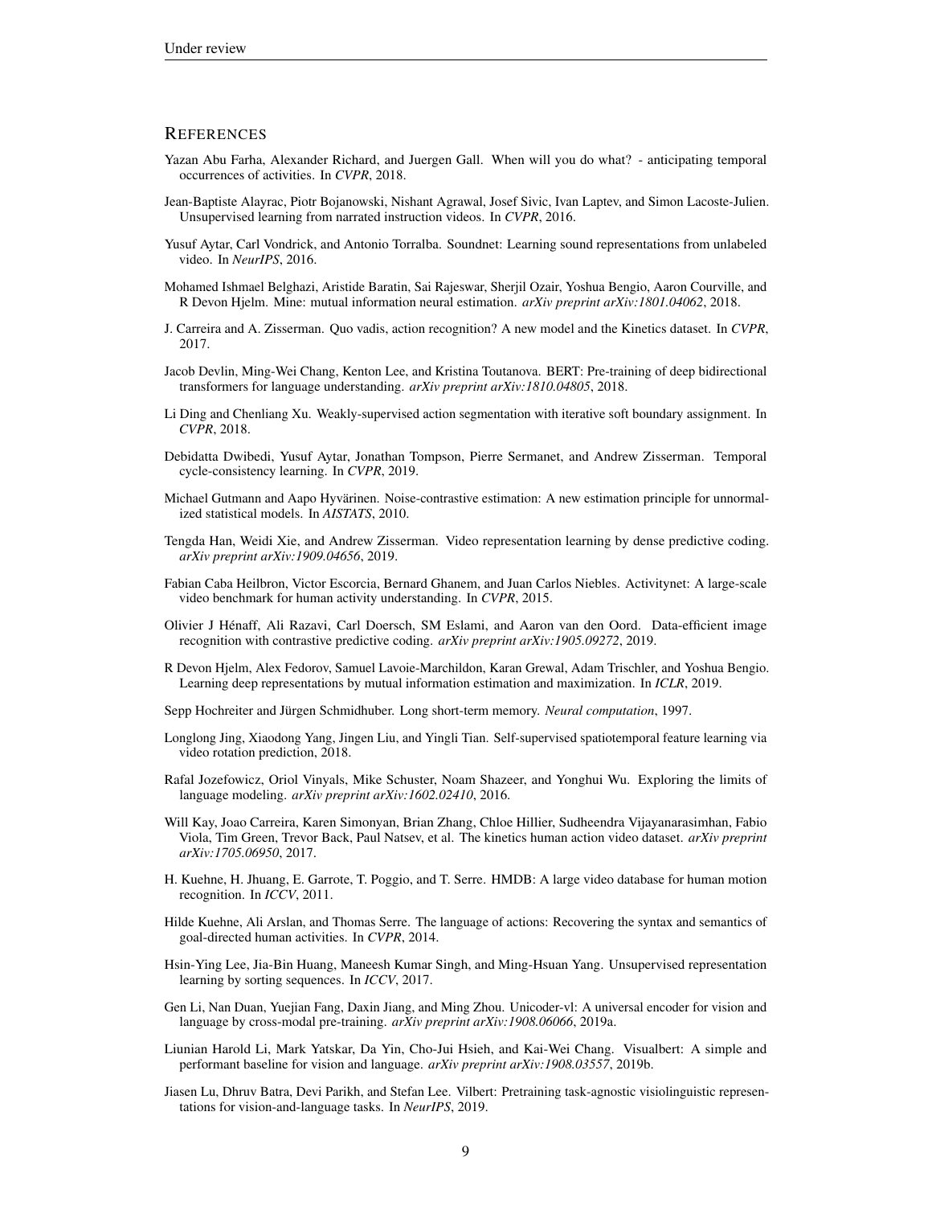## References

Yazan Abu Farha, Alexander Richard, and Juergen Gall. When will you do what? - anticipating temporal occurrences of activities. In *CVPR*, 2018.

Jean-Baptiste Alayrac, Piotr Bojanowski, Nishant Agrawal, Josef Sivic, Ivan Laptev, and Simon Lacoste-Julien. Unsupervised learning from narrated instruction videos. In *CVPR*, 2016.

Yusuf Aytar, Carl Vondrick, and Antonio Torralba. Soundnet: Learning sound representations from unlabeled video. In *NeurIPS*, 2016.

Mohamed Ishmael Belghazi, Aristide Baratin, Sai Rajeswar, Sherjil Ozair, Yoshua Bengio, Aaron Courville, and R Devon Hjelm. Mine: mutual information neural estimation. *arXiv preprint arXiv:1801.04062*, 2018.

J. Carreira and A. Zisserman. Quo vadis, action recognition? A new model and the Kinetics dataset. In *CVPR*, 2017.

Jacob Devlin, Ming-Wei Chang, Kenton Lee, and Kristina Toutanova. BERT: Pre-training of deep bidirectional transformers for language understanding. *arXiv preprint arXiv:1810.04805*, 2018.

Li Ding and Chenliang Xu. Weakly-supervised action segmentation with iterative soft boundary assignment. In *CVPR*, 2018.

Debidatta Dwibedi, Yusuf Aytar, Jonathan Tompson, Pierre Sermanet, and Andrew Zisserman. Temporal cycle-consistency learning. In *CVPR*, 2019.

Michael Gutmann and Aapo Hyvärinen. Noise-contrastive estimation: A new estimation principle for unnormalized statistical models. In *AISTATS*, 2010.

Tengda Han, Weidi Xie, and Andrew Zisserman. Video representation learning by dense predictive coding. *arXiv preprint arXiv:1909.04656*, 2019.

Fabian Caba Heilbron, Victor Escorcia, Bernard Ghanem, and Juan Carlos Niebles. Activitynet: A large-scale video benchmark for human activity understanding. In *CVPR*, 2015.

Olivier J Hénaff, Ali Razavi, Carl Doersch, SM Eslami, and Aaron van den Oord. Data-efficient image recognition with contrastive predictive coding. *arXiv preprint arXiv:1905.09272*, 2019.

R Devon Hjelm, Alex Fedorov, Samuel Lavoie-Marchildon, Karan Grewal, Adam Trischler, and Yoshua Bengio. Learning deep representations by mutual information estimation and maximization. In *ICLR*, 2019.

Sepp Hochreiter and Jürgen Schmidhuber. Long short-term memory. *Neural computation*, 1997.

Longlong Jing, Xiaodong Yang, Jingen Liu, and Yingli Tian. Self-supervised spatiotemporal feature learning via video rotation prediction, 2018.

Rafal Jozefowicz, Oriol Vinyals, Mike Schuster, Noam Shazeer, and Yonghui Wu. Exploring the limits of language modeling. *arXiv preprint arXiv:1602.02410*, 2016.

Will Kay, Joao Carreira, Karen Simonyan, Brian Zhang, Chloe Hillier, Sudheendra Vijayanarasimhan, Fabio Viola, Tim Green, Trevor Back, Paul Natsev, et al. The kinetics human action video dataset. *arXiv preprint arXiv:1705.06950*, 2017.

H. Kuehne, H. Jhuang, E. Garrote, T. Poggio, and T. Serre. HMDB: A large video database for human motion recognition. In *ICCV*, 2011.

Hilde Kuehne, Ali Arslan, and Thomas Serre. The language of actions: Recovering the syntax and semantics of goal-directed human activities. In *CVPR*, 2014.

Hsin-Ying Lee, Jia-Bin Huang, Maneesh Kumar Singh, and Ming-Hsuan Yang. Unsupervised representation learning by sorting sequences. In *ICCV*, 2017.

Gen Li, Nan Duan, Yuejian Fang, Daxin Jiang, and Ming Zhou. Unicoder-vl: A universal encoder for vision and language by cross-modal pre-training. *arXiv preprint arXiv:1908.06066*, 2019a.

Liunian Harold Li, Mark Yatskar, Da Yin, Cho-Jui Hsieh, and Kai-Wei Chang. Visualbert: A simple and performant baseline for vision and language. *arXiv preprint arXiv:1908.03557*, 2019b.

Jiasen Lu, Dhruv Batra, Devi Parikh, and Stefan Lee. Vilbert: Pretraining task-agnostic visiolinguistic representations for vision-and-language tasks. In *NeurIPS*, 2019.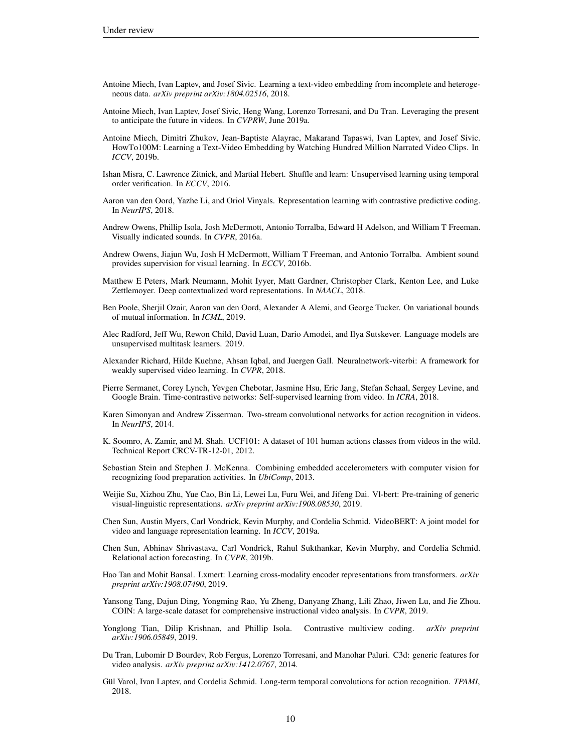Antoine Miech, Ivan Laptev, and Josef Sivic. Learning a text-video embedding from incomplete and heterogeneous data. *arXiv preprint arXiv:1804.02516*, 2018.

Antoine Miech, Ivan Laptev, Josef Sivic, Heng Wang, Lorenzo Torresani, and Du Tran. Leveraging the present to anticipate the future in videos. In *CVPRW*, June 2019a.

Antoine Miech, Dimitri Zhukov, Jean-Baptiste Alayrac, Makarand Tapaswi, Ivan Laptev, and Josef Sivic. HowTo100M: Learning a Text-Video Embedding by Watching Hundred Million Narrated Video Clips. In *ICCV*, 2019b.

Ishan Misra, C. Lawrence Zitnick, and Martial Hebert. Shuffle and learn: Unsupervised learning using temporal order verification. In *ECCV*, 2016.

Aaron van den Oord, Yazhe Li, and Oriol Vinyals. Representation learning with contrastive predictive coding. In *NeurIPS*, 2018.

Andrew Owens, Phillip Isola, Josh McDermott, Antonio Torralba, Edward H Adelson, and William T Freeman. Visually indicated sounds. In *CVPR*, 2016a.

Andrew Owens, Jiajun Wu, Josh H McDermott, William T Freeman, and Antonio Torralba. Ambient sound provides supervision for visual learning. In *ECCV*, 2016b.

Matthew E Peters, Mark Neumann, Mohit Iyyer, Matt Gardner, Christopher Clark, Kenton Lee, and Luke Zettlemoyer. Deep contextualized word representations. In *NAACL*, 2018.

Ben Poole, Sherjil Ozair, Aaron van den Oord, Alexander A Alemi, and George Tucker. On variational bounds of mutual information. In *ICML*, 2019.

Alec Radford, Jeff Wu, Rewon Child, David Luan, Dario Amodei, and Ilya Sutskever. Language models are unsupervised multitask learners. 2019.

Alexander Richard, Hilde Kuehne, Ahsan Iqbal, and Juergen Gall. Neuralnetwork-viterbi: A framework for weakly supervised video learning. In *CVPR*, 2018.

Pierre Sermanet, Corey Lynch, Yevgen Chebotar, Jasmine Hsu, Eric Jang, Stefan Schaal, Sergey Levine, and Google Brain. Time-contrastive networks: Self-supervised learning from video. In *ICRA*, 2018.

Karen Simonyan and Andrew Zisserman. Two-stream convolutional networks for action recognition in videos. In *NeurIPS*, 2014.

K. Soomro, A. Zamir, and M. Shah. UCF101: A dataset of 101 human actions classes from videos in the wild. Technical Report CRCV-TR-12-01, 2012.

Sebastian Stein and Stephen J. McKenna. Combining embedded accelerometers with computer vision for recognizing food preparation activities. In *UbiComp*, 2013.

Weijie Su, Xizhou Zhu, Yue Cao, Bin Li, Lewei Lu, Furu Wei, and Jifeng Dai. Vl-bert: Pre-training of generic visual-linguistic representations. *arXiv preprint arXiv:1908.08530*, 2019.

Chen Sun, Austin Myers, Carl Vondrick, Kevin Murphy, and Cordelia Schmid. VideoBERT: A joint model for video and language representation learning. In *ICCV*, 2019a.

Chen Sun, Abhinav Shrivastava, Carl Vondrick, Rahul Sukthankar, Kevin Murphy, and Cordelia Schmid. Relational action forecasting. In *CVPR*, 2019b.

Hao Tan and Mohit Bansal. Lxmert: Learning cross-modality encoder representations from transformers. *arXiv preprint arXiv:1908.07490*, 2019.

Yansong Tang, Dajun Ding, Yongming Rao, Yu Zheng, Danyang Zhang, Lili Zhao, Jiwen Lu, and Jie Zhou. COIN: A large-scale dataset for comprehensive instructional video analysis. In *CVPR*, 2019.

Yonglong Tian, Dilip Krishnan, and Phillip Isola. Contrastive multiview coding. *arXiv preprint arXiv:1906.05849*, 2019.

Du Tran, Lubomir D Bourdev, Rob Fergus, Lorenzo Torresani, and Manohar Paluri. C3d: generic features for video analysis. *arXiv preprint arXiv:1412.0767*, 2014.

Gül Varol, Ivan Laptev, and Cordelia Schmid. Long-term temporal convolutions for action recognition. *TPAMI*, 2018.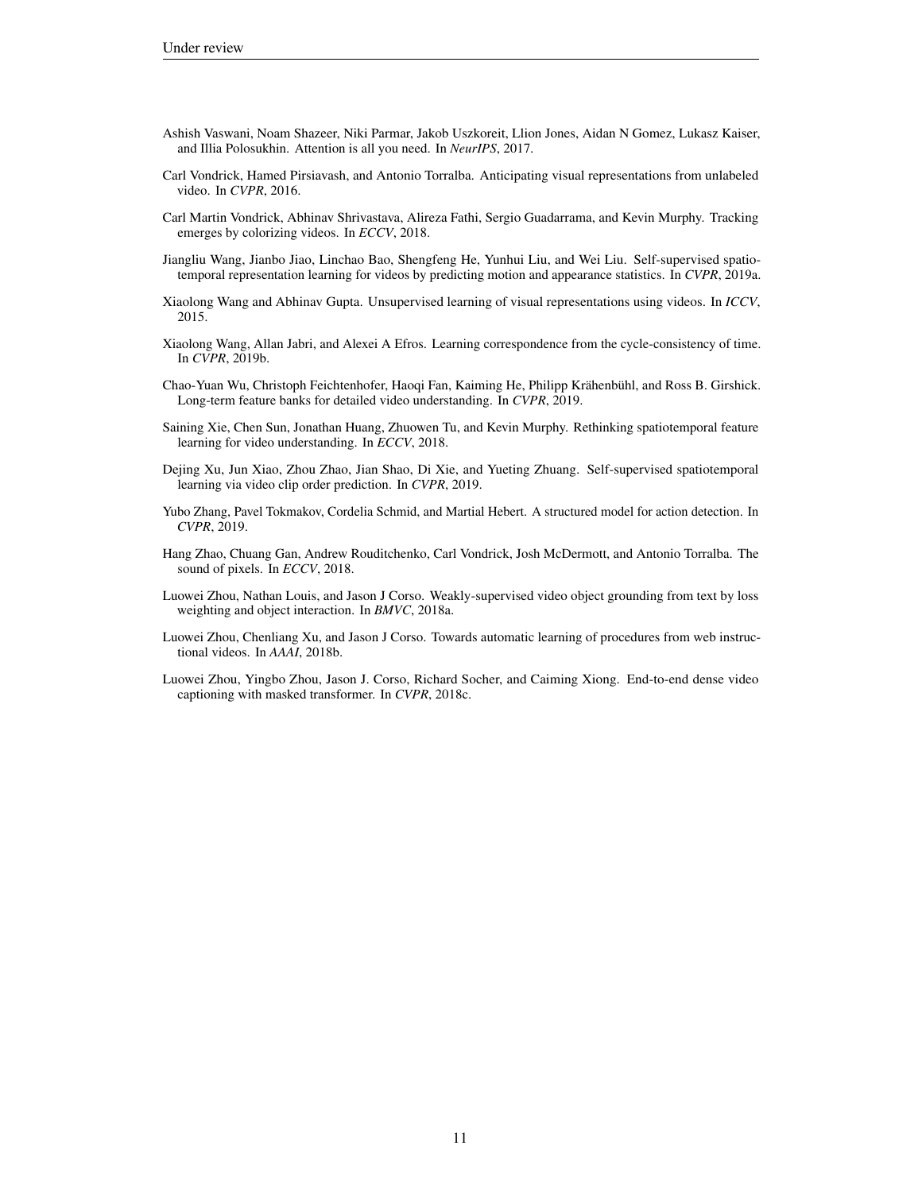Ashish Vaswani, Noam Shazeer, Niki Parmar, Jakob Uszkoreit, Llion Jones, Aidan N Gomez, Lukasz Kaiser, and Illia Polosukhin. Attention is all you need. In *NeurIPS*, 2017.

Carl Vondrick, Hamed Pirsiavash, and Antonio Torralba. Anticipating visual representations from unlabeled video. In *CVPR*, 2016.

Carl Martin Vondrick, Abhinav Shrivastava, Alireza Fathi, Sergio Guadarrama, and Kevin Murphy. Tracking emerges by colorizing videos. In *ECCV*, 2018.

Jiangliu Wang, Jianbo Jiao, Linchao Bao, Shengfeng He, Yunhui Liu, and Wei Liu. Self-supervised spatio-temporal representation learning for videos by predicting motion and appearance statistics. In *CVPR*, 2019a.

Xiaolong Wang and Abhinav Gupta. Unsupervised learning of visual representations using videos. In *ICCV*, 2015.

Xiaolong Wang, Allan Jabri, and Alexei A Efros. Learning correspondence from the cycle-consistency of time. In *CVPR*, 2019b.

Chao-Yuan Wu, Christoph Feichtenhofer, Haoqi Fan, Kaiming He, Philipp Krähenbühl, and Ross B. Girshick. Long-term feature banks for detailed video understanding. In *CVPR*, 2019.

Saining Xie, Chen Sun, Jonathan Huang, Zhuowen Tu, and Kevin Murphy. Rethinking spatiotemporal feature learning for video understanding. In *ECCV*, 2018.

Dejing Xu, Jun Xiao, Zhou Zhao, Jian Shao, Di Xie, and Yueting Zhuang. Self-supervised spatiotemporal learning via video clip order prediction. In *CVPR*, 2019.

Yubo Zhang, Pavel Tokmakov, Cordelia Schmid, and Martial Hebert. A structured model for action detection. In *CVPR*, 2019.

Hang Zhao, Chuang Gan, Andrew Rouditchenko, Carl Vondrick, Josh McDermott, and Antonio Torralba. The sound of pixels. In *ECCV*, 2018.

Luowei Zhou, Nathan Louis, and Jason J Corso. Weakly-supervised video object grounding from text by loss weighting and object interaction. In *BMVC*, 2018a.

Luowei Zhou, Chenliang Xu, and Jason J Corso. Towards automatic learning of procedures from web instructional videos. In *AAAI*, 2018b.

Luowei Zhou, Yingbo Zhou, Jason J. Corso, Richard Socher, and Caiming Xiong. End-to-end dense video captioning with masked transformer. In *CVPR*, 2018c.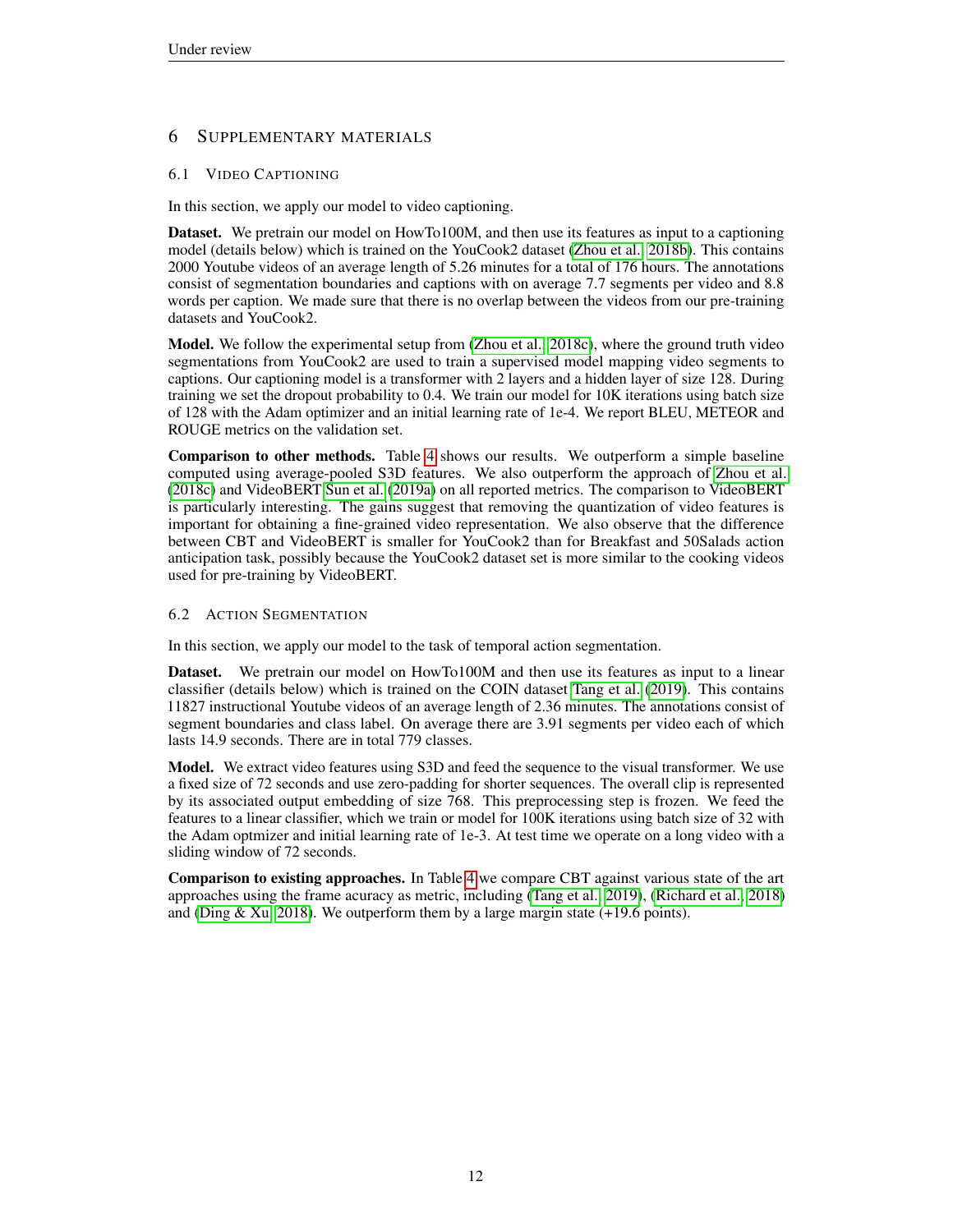## 6 Supplementary materials

### 6.1 Video Captioning

In this section, we apply our model to video captioning.

**Dataset.** We pretrain our model on HowTo100M, and then use its features as input to a captioning model (details below) which is trained on the YouCook2 dataset (Zhou et al., 2018b). This contains 2000 Youtube videos of an average length of 5.26 minutes for a total of 176 hours. The annotations consist of segmentation boundaries and captions with on average 7.7 segments per video and 8.8 words per caption. We made sure that there is no overlap between the videos from our pre-training datasets and YouCook2.

**Model.** We follow the experimental setup from (Zhou et al., 2018c), where the ground truth video segmentations from YouCook2 are used to train a supervised model mapping video segments to captions. Our captioning model is a transformer with 2 layers and a hidden layer of size 128. During training we set the dropout probability to 0.4. We train our model for 10K iterations using batch size of 128 with the Adam optimizer and an initial learning rate of 1e-4. We report BLEU, METEOR and ROUGE metrics on the validation set.

**Comparison to other methods.** Table 4 shows our results. We outperform a simple baseline computed using average-pooled S3D features. We also outperform the approach of Zhou et al. (2018c) and VideoBERT Sun et al. (2019a) on all reported metrics. The comparison to VideoBERT is particularly interesting. The gains suggest that removing the quantization of video features is important for obtaining a fine-grained video representation. We also observe that the difference between CBT and VideoBERT is smaller for YouCook2 than for Breakfast and 50Salads action anticipation task, possibly because the YouCook2 dataset set is more similar to the cooking videos used for pre-training by VideoBERT.

### 6.2 Action Segmentation

In this section, we apply our model to the task of temporal action segmentation.

**Dataset.** We pretrain our model on HowTo100M and then use its features as input to a linear classifier (details below) which is trained on the COIN dataset Tang et al. (2019). This contains 11827 instructional Youtube videos of an average length of 2.36 minutes. The annotations consist of segment boundaries and class label. On average there are 3.91 segments per video each of which lasts 14.9 seconds. There are in total 779 classes.

**Model.** We extract video features using S3D and feed the sequence to the visual transformer. We use a fixed size of 72 seconds and use zero-padding for shorter sequences. The overall clip is represented by its associated output embedding of size 768. This preprocessing step is frozen. We feed the features to a linear classifier, which we train or model for 100K iterations using batch size of 32 with the Adam optmizer and initial learning rate of 1e-3. At test time we operate on a long video with a sliding window of 72 seconds.

**Comparison to existing approaches.** In Table 4 we compare CBT against various state of the art approaches using the frame acuracy as metric, including (Tang et al., 2019), (Richard et al., 2018) and (Ding & Xu, 2018). We outperform them by a large margin state (+19.6 points).